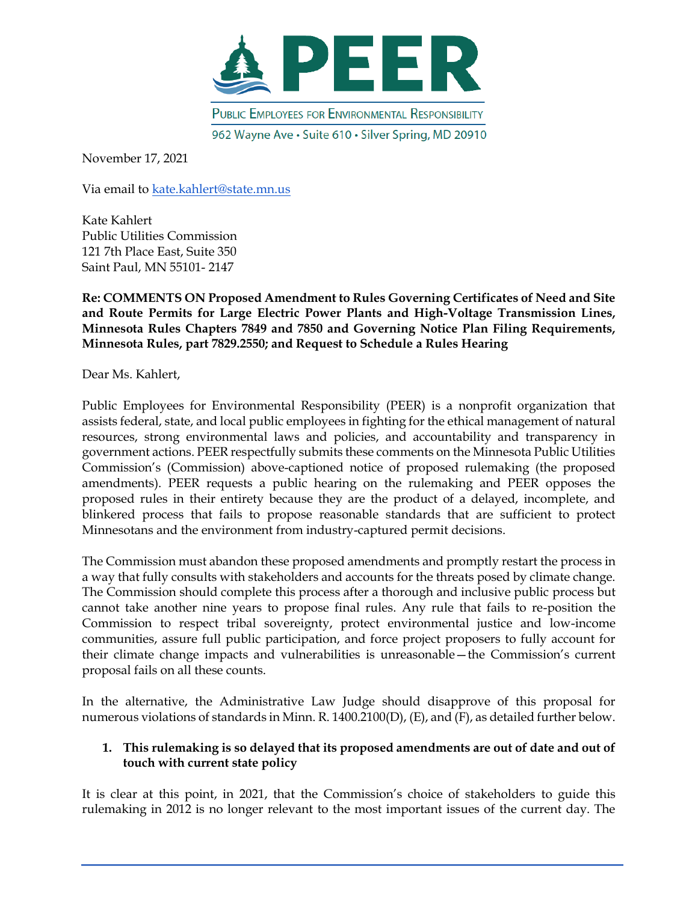# PEER

PUBLIC EMPLOYEES FOR ENVIRONMENTAL RESPONSIBILITY

962 Wayne Ave • Suite 610 • Silver Spring, MD 20910

November 17, 2021

Via email to kate.kahlert@state.mn.us

Kate Kahlert
Public Utilities Commission
121 7th Place East, Suite 350
Saint Paul, MN 55101- 2147

**Re: COMMENTS ON Proposed Amendment to Rules Governing Certificates of Need and Site and Route Permits for Large Electric Power Plants and High-Voltage Transmission Lines, Minnesota Rules Chapters 7849 and 7850 and Governing Notice Plan Filing Requirements, Minnesota Rules, part 7829.2550; and Request to Schedule a Rules Hearing**

Dear Ms. Kahlert,

Public Employees for Environmental Responsibility (PEER) is a nonprofit organization that assists federal, state, and local public employees in fighting for the ethical management of natural resources, strong environmental laws and policies, and accountability and transparency in government actions. PEER respectfully submits these comments on the Minnesota Public Utilities Commission's (Commission) above-captioned notice of proposed rulemaking (the proposed amendments). PEER requests a public hearing on the rulemaking and PEER opposes the proposed rules in their entirety because they are the product of a delayed, incomplete, and blinkered process that fails to propose reasonable standards that are sufficient to protect Minnesotans and the environment from industry-captured permit decisions.

The Commission must abandon these proposed amendments and promptly restart the process in a way that fully consults with stakeholders and accounts for the threats posed by climate change. The Commission should complete this process after a thorough and inclusive public process but cannot take another nine years to propose final rules. Any rule that fails to re-position the Commission to respect tribal sovereignty, protect environmental justice and low-income communities, assure full public participation, and force project proposers to fully account for their climate change impacts and vulnerabilities is unreasonable—the Commission's current proposal fails on all these counts.

In the alternative, the Administrative Law Judge should disapprove of this proposal for numerous violations of standards in Minn. R. 1400.2100(D), (E), and (F), as detailed further below.

1. **This rulemaking is so delayed that its proposed amendments are out of date and out of touch with current state policy**

It is clear at this point, in 2021, that the Commission's choice of stakeholders to guide this rulemaking in 2012 is no longer relevant to the most important issues of the current day. The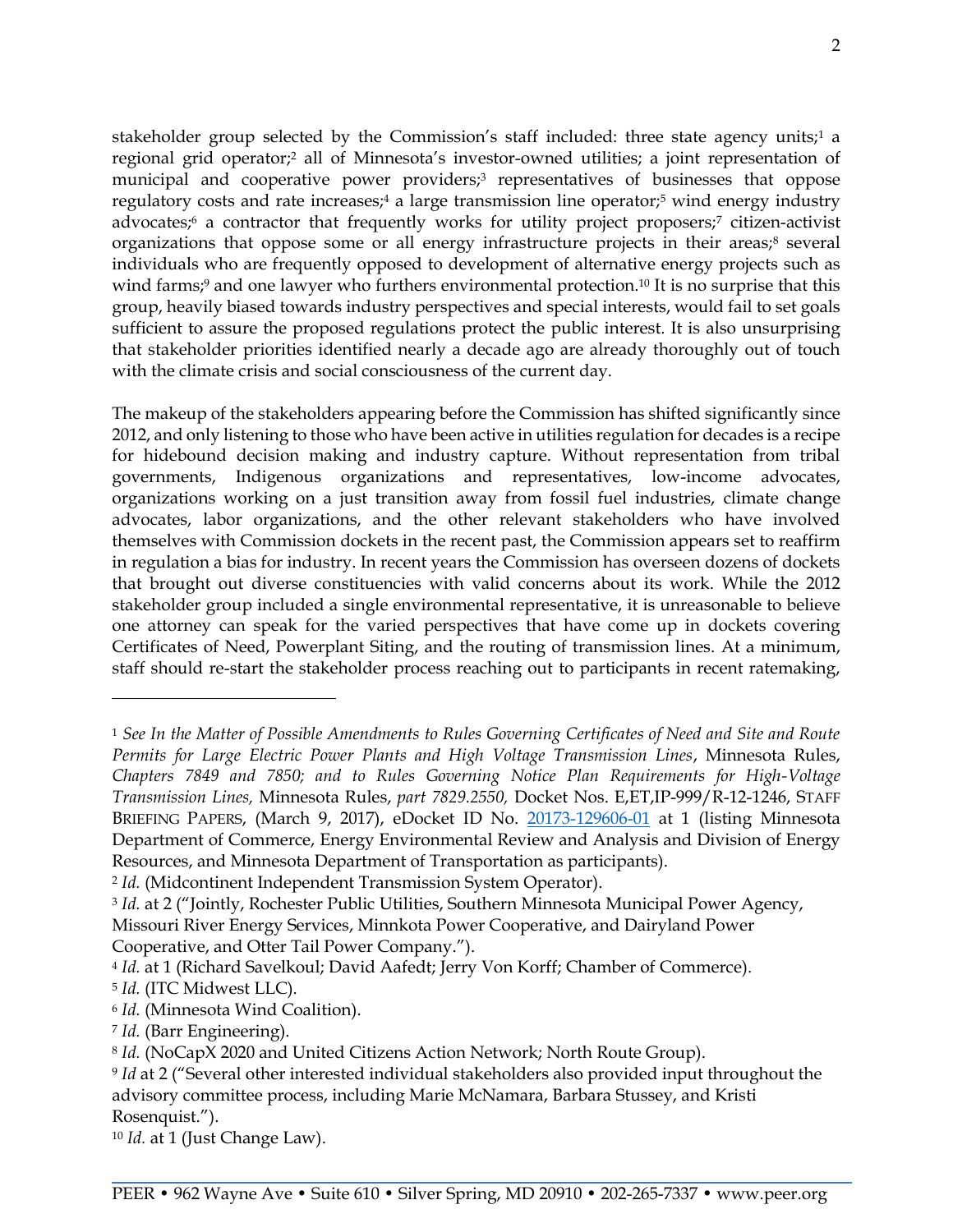stakeholder group selected by the Commission's staff included: three state agency units;[1] a regional grid operator;[2] all of Minnesota's investor-owned utilities; a joint representation of municipal and cooperative power providers;[3] representatives of businesses that oppose regulatory costs and rate increases;[4] a large transmission line operator;[5] wind energy industry advocates;[6] a contractor that frequently works for utility project proposers;[7] citizen-activist organizations that oppose some or all energy infrastructure projects in their areas;[8] several individuals who are frequently opposed to development of alternative energy projects such as wind farms;[9] and one lawyer who furthers environmental protection.[10] It is no surprise that this group, heavily biased towards industry perspectives and special interests, would fail to set goals sufficient to assure the proposed regulations protect the public interest. It is also unsurprising that stakeholder priorities identified nearly a decade ago are already thoroughly out of touch with the climate crisis and social consciousness of the current day.

The makeup of the stakeholders appearing before the Commission has shifted significantly since 2012, and only listening to those who have been active in utilities regulation for decades is a recipe for hidebound decision making and industry capture. Without representation from tribal governments, Indigenous organizations and representatives, low-income advocates, organizations working on a just transition away from fossil fuel industries, climate change advocates, labor organizations, and the other relevant stakeholders who have involved themselves with Commission dockets in the recent past, the Commission appears set to reaffirm in regulation a bias for industry. In recent years the Commission has overseen dozens of dockets that brought out diverse constituencies with valid concerns about its work. While the 2012 stakeholder group included a single environmental representative, it is unreasonable to believe one attorney can speak for the varied perspectives that have come up in dockets covering Certificates of Need, Powerplant Siting, and the routing of transmission lines. At a minimum, staff should re-start the stakeholder process reaching out to participants in recent ratemaking,

---

[1] *See In the Matter of Possible Amendments to Rules Governing Certificates of Need and Site and Route Permits for Large Electric Power Plants and High Voltage Transmission Lines*, Minnesota Rules, *Chapters 7849 and 7850; and to Rules Governing Notice Plan Requirements for High-Voltage Transmission Lines,* Minnesota Rules, *part 7829.2550,* Docket Nos. E,ET,IP-999/R-12-1246, STAFF BRIEFING PAPERS, (March 9, 2017), eDocket ID No. 20173-129606-01 at 1 (listing Minnesota Department of Commerce, Energy Environmental Review and Analysis and Division of Energy Resources, and Minnesota Department of Transportation as participants).

[2] *Id.* (Midcontinent Independent Transmission System Operator).

[3] *Id.* at 2 ("Jointly, Rochester Public Utilities, Southern Minnesota Municipal Power Agency, Missouri River Energy Services, Minnkota Power Cooperative, and Dairyland Power Cooperative, and Otter Tail Power Company.").

[4] *Id.* at 1 (Richard Savelkoul; David Aafedt; Jerry Von Korff; Chamber of Commerce).

[5] *Id.* (ITC Midwest LLC).

[6] *Id.* (Minnesota Wind Coalition).

[7] *Id.* (Barr Engineering).

[8] *Id.* (NoCapX 2020 and United Citizens Action Network; North Route Group).

[9] *Id* at 2 ("Several other interested individual stakeholders also provided input throughout the advisory committee process, including Marie McNamara, Barbara Stussey, and Kristi Rosenquist.").

[10] *Id.* at 1 (Just Change Law).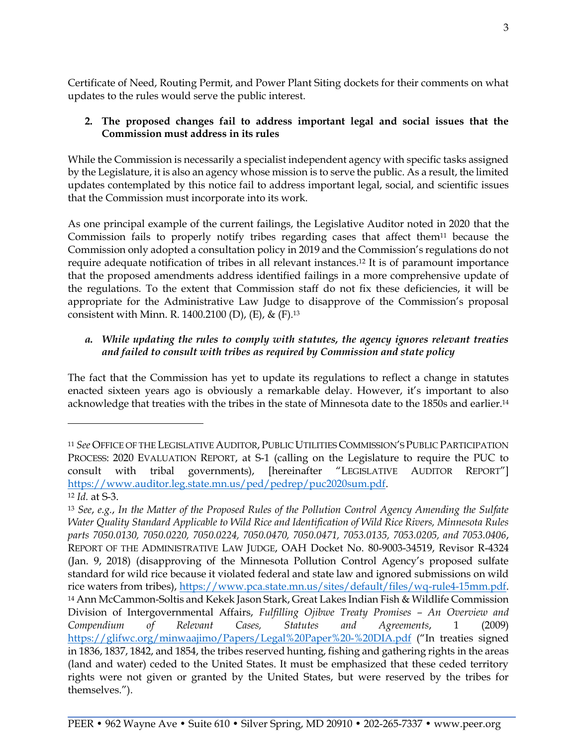Certificate of Need, Routing Permit, and Power Plant Siting dockets for their comments on what updates to the rules would serve the public interest.

**2. The proposed changes fail to address important legal and social issues that the Commission must address in its rules**

While the Commission is necessarily a specialist independent agency with specific tasks assigned by the Legislature, it is also an agency whose mission is to serve the public. As a result, the limited updates contemplated by this notice fail to address important legal, social, and scientific issues that the Commission must incorporate into its work.

As one principal example of the current failings, the Legislative Auditor noted in 2020 that the Commission fails to properly notify tribes regarding cases that affect them[11] because the Commission only adopted a consultation policy in 2019 and the Commission's regulations do not require adequate notification of tribes in all relevant instances.[12] It is of paramount importance that the proposed amendments address identified failings in a more comprehensive update of the regulations. To the extent that Commission staff do not fix these deficiencies, it will be appropriate for the Administrative Law Judge to disapprove of the Commission's proposal consistent with Minn. R. 1400.2100 (D), (E), & (F).[13]

***a. While updating the rules to comply with statutes, the agency ignores relevant treaties and failed to consult with tribes as required by Commission and state policy***

The fact that the Commission has yet to update its regulations to reflect a change in statutes enacted sixteen years ago is obviously a remarkable delay. However, it's important to also acknowledge that treaties with the tribes in the state of Minnesota date to the 1850s and earlier.[14]

---

[11] *See* Office of the Legislative Auditor, Public Utilities Commission's Public Participation Process: 2020 Evaluation Report, at S-1 (calling on the Legislature to require the PUC to consult with tribal governments), [hereinafter "Legislative Auditor Report"] https://www.auditor.leg.state.mn.us/ped/pedrep/puc2020sum.pdf.

[12] *Id.* at S-3.

[13] *See*, *e.g.*, *In the Matter of the Proposed Rules of the Pollution Control Agency Amending the Sulfate Water Quality Standard Applicable to Wild Rice and Identification of Wild Rice Rivers, Minnesota Rules parts 7050.0130, 7050.0220, 7050.0224, 7050.0470, 7050.0471, 7053.0135, 7053.0205, and 7053.0406*, Report of the Administrative Law Judge, OAH Docket No. 80-9003-34519, Revisor R-4324 (Jan. 9, 2018) (disapproving of the Minnesota Pollution Control Agency's proposed sulfate standard for wild rice because it violated federal and state law and ignored submissions on wild rice waters from tribes), https://www.pca.state.mn.us/sites/default/files/wq-rule4-15mm.pdf.

[14] Ann McCammon-Soltis and Kekek Jason Stark, Great Lakes Indian Fish & Wildlife Commission Division of Intergovernmental Affairs, *Fulfilling Ojibwe Treaty Promises – An Overview and Compendium of Relevant Cases, Statutes and Agreements*, 1 (2009) https://glifwc.org/minwaajimo/Papers/Legal%20Paper%20-%20DIA.pdf ("In treaties signed in 1836, 1837, 1842, and 1854, the tribes reserved hunting, fishing and gathering rights in the areas (land and water) ceded to the United States. It must be emphasized that these ceded territory rights were not given or granted by the United States, but were reserved by the tribes for themselves.").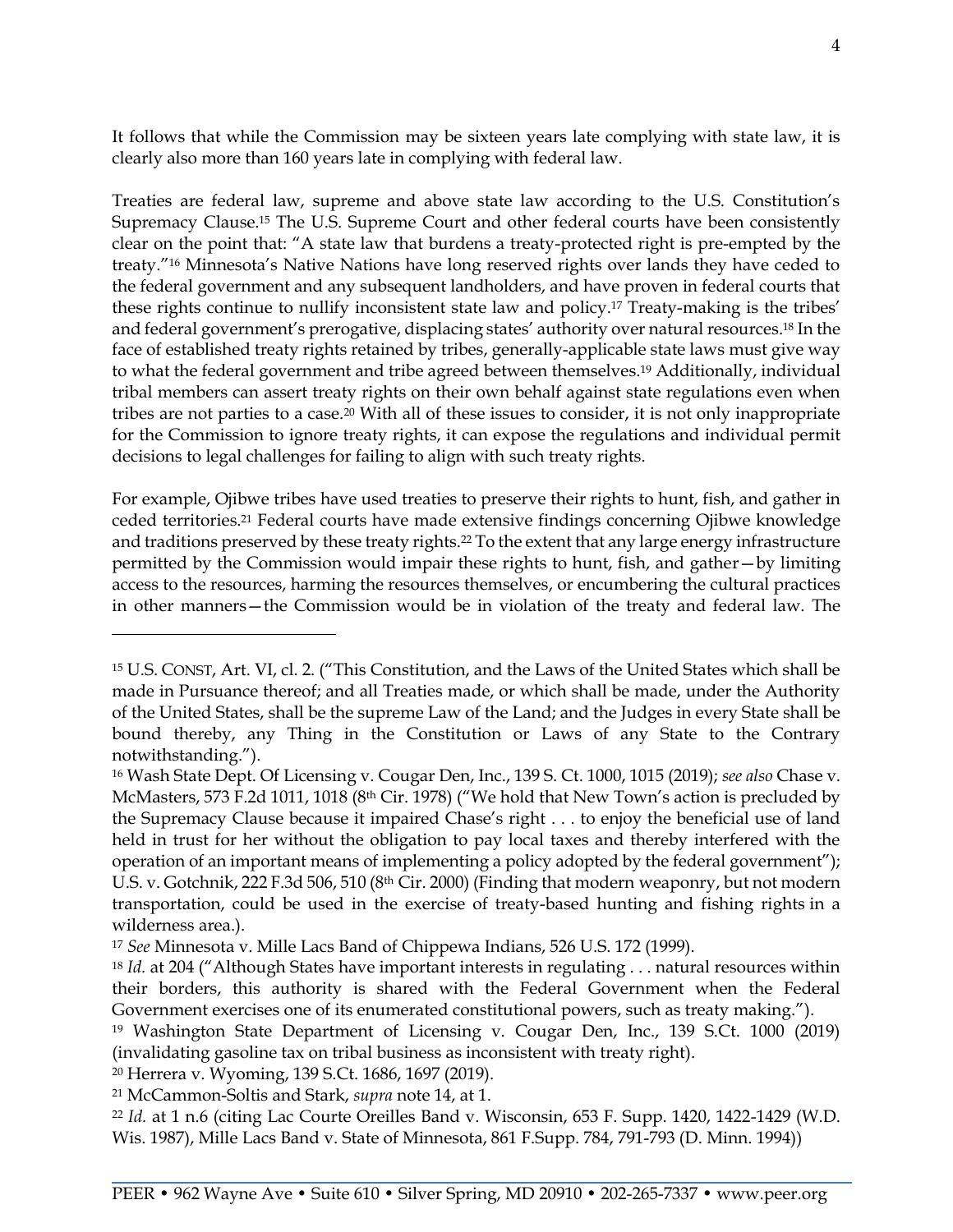It follows that while the Commission may be sixteen years late complying with state law, it is clearly also more than 160 years late in complying with federal law.

Treaties are federal law, supreme and above state law according to the U.S. Constitution's Supremacy Clause.[15] The U.S. Supreme Court and other federal courts have been consistently clear on the point that: "A state law that burdens a treaty-protected right is pre-empted by the treaty."[16] Minnesota's Native Nations have long reserved rights over lands they have ceded to the federal government and any subsequent landholders, and have proven in federal courts that these rights continue to nullify inconsistent state law and policy.[17] Treaty-making is the tribes' and federal government's prerogative, displacing states' authority over natural resources.[18] In the face of established treaty rights retained by tribes, generally-applicable state laws must give way to what the federal government and tribe agreed between themselves.[19] Additionally, individual tribal members can assert treaty rights on their own behalf against state regulations even when tribes are not parties to a case.[20] With all of these issues to consider, it is not only inappropriate for the Commission to ignore treaty rights, it can expose the regulations and individual permit decisions to legal challenges for failing to align with such treaty rights.

For example, Ojibwe tribes have used treaties to preserve their rights to hunt, fish, and gather in ceded territories.[21] Federal courts have made extensive findings concerning Ojibwe knowledge and traditions preserved by these treaty rights.[22] To the extent that any large energy infrastructure permitted by the Commission would impair these rights to hunt, fish, and gather—by limiting access to the resources, harming the resources themselves, or encumbering the cultural practices in other manners—the Commission would be in violation of the treaty and federal law. The

---

[15] U.S. CONST, Art. VI, cl. 2. ("This Constitution, and the Laws of the United States which shall be made in Pursuance thereof; and all Treaties made, or which shall be made, under the Authority of the United States, shall be the supreme Law of the Land; and the Judges in every State shall be bound thereby, any Thing in the Constitution or Laws of any State to the Contrary notwithstanding.").

[16] Wash State Dept. Of Licensing v. Cougar Den, Inc., 139 S. Ct. 1000, 1015 (2019); *see also* Chase v. McMasters, 573 F.2d 1011, 1018 (8th Cir. 1978) ("We hold that New Town's action is precluded by the Supremacy Clause because it impaired Chase's right . . . to enjoy the beneficial use of land held in trust for her without the obligation to pay local taxes and thereby interfered with the operation of an important means of implementing a policy adopted by the federal government"); U.S. v. Gotchnik, 222 F.3d 506, 510 (8th Cir. 2000) (Finding that modern weaponry, but not modern transportation, could be used in the exercise of treaty-based hunting and fishing rights in a wilderness area.).

[17] *See* Minnesota v. Mille Lacs Band of Chippewa Indians, 526 U.S. 172 (1999).

[18] *Id.* at 204 ("Although States have important interests in regulating . . . natural resources within their borders, this authority is shared with the Federal Government when the Federal Government exercises one of its enumerated constitutional powers, such as treaty making.").

[19] Washington State Department of Licensing v. Cougar Den, Inc., 139 S.Ct. 1000 (2019) (invalidating gasoline tax on tribal business as inconsistent with treaty right).

[20] Herrera v. Wyoming, 139 S.Ct. 1686, 1697 (2019).

[21] McCammon-Soltis and Stark, *supra* note 14, at 1.

[22] *Id.* at 1 n.6 (citing Lac Courte Oreilles Band v. Wisconsin, 653 F. Supp. 1420, 1422-1429 (W.D. Wis. 1987), Mille Lacs Band v. State of Minnesota, 861 F.Supp. 784, 791-793 (D. Minn. 1994))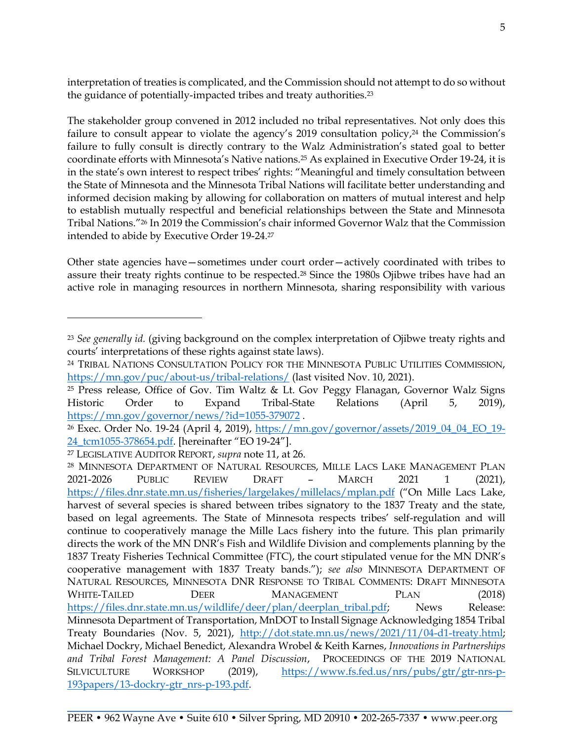interpretation of treaties is complicated, and the Commission should not attempt to do so without the guidance of potentially-impacted tribes and treaty authorities.[23]

The stakeholder group convened in 2012 included no tribal representatives. Not only does this failure to consult appear to violate the agency's 2019 consultation policy,[24] the Commission's failure to fully consult is directly contrary to the Walz Administration's stated goal to better coordinate efforts with Minnesota's Native nations.[25] As explained in Executive Order 19-24, it is in the state's own interest to respect tribes' rights: "Meaningful and timely consultation between the State of Minnesota and the Minnesota Tribal Nations will facilitate better understanding and informed decision making by allowing for collaboration on matters of mutual interest and help to establish mutually respectful and beneficial relationships between the State and Minnesota Tribal Nations."[26] In 2019 the Commission's chair informed Governor Walz that the Commission intended to abide by Executive Order 19-24.[27]

Other state agencies have—sometimes under court order—actively coordinated with tribes to assure their treaty rights continue to be respected.[28] Since the 1980s Ojibwe tribes have had an active role in managing resources in northern Minnesota, sharing responsibility with various

---

[23] *See generally id.* (giving background on the complex interpretation of Ojibwe treaty rights and courts' interpretations of these rights against state laws).

[24] TRIBAL NATIONS CONSULTATION POLICY FOR THE MINNESOTA PUBLIC UTILITIES COMMISSION, https://mn.gov/puc/about-us/tribal-relations/ (last visited Nov. 10, 2021).

[25] Press release, Office of Gov. Tim Waltz & Lt. Gov Peggy Flanagan, Governor Walz Signs Historic Order to Expand Tribal-State Relations (April 5, 2019), https://mn.gov/governor/news/?id=1055-379072 .

[26] Exec. Order No. 19-24 (April 4, 2019), https://mn.gov/governor/assets/2019_04_04_EO_19-24_tcm1055-378654.pdf. [hereinafter "EO 19-24"].

[27] LEGISLATIVE AUDITOR REPORT, *supra* note 11, at 26.

[28] MINNESOTA DEPARTMENT OF NATURAL RESOURCES, MILLE LACS LAKE MANAGEMENT PLAN 2021-2026 PUBLIC REVIEW DRAFT – MARCH 2021 1 (2021), https://files.dnr.state.mn.us/fisheries/largelakes/millelacs/mplan.pdf ("On Mille Lacs Lake, harvest of several species is shared between tribes signatory to the 1837 Treaty and the state, based on legal agreements. The State of Minnesota respects tribes' self-regulation and will continue to cooperatively manage the Mille Lacs fishery into the future. This plan primarily directs the work of the MN DNR's Fish and Wildlife Division and complements planning by the 1837 Treaty Fisheries Technical Committee (FTC), the court stipulated venue for the MN DNR's cooperative management with 1837 Treaty bands."); *see also* MINNESOTA DEPARTMENT OF NATURAL RESOURCES, MINNESOTA DNR RESPONSE TO TRIBAL COMMENTS: DRAFT MINNESOTA WHITE-TAILED DEER MANAGEMENT PLAN (2018) https://files.dnr.state.mn.us/wildlife/deer/plan/deerplan_tribal.pdf; News Release: Minnesota Department of Transportation, MnDOT to Install Signage Acknowledging 1854 Tribal Treaty Boundaries (Nov. 5, 2021), http://dot.state.mn.us/news/2021/11/04-d1-treaty.html; Michael Dockry, Michael Benedict, Alexandra Wrobel & Keith Karnes, *Innovations in Partnerships and Tribal Forest Management: A Panel Discussion*, PROCEEDINGS OF THE 2019 NATIONAL SILVICULTURE WORKSHOP (2019), https://www.fs.fed.us/nrs/pubs/gtr/gtr-nrs-p-193papers/13-dockry-gtr_nrs-p-193.pdf.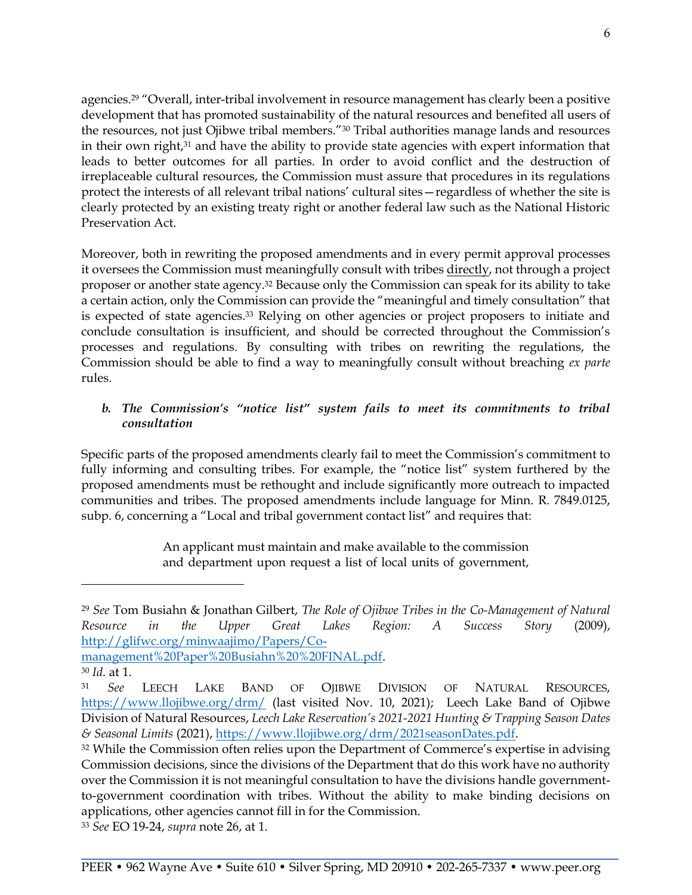agencies.[29] "Overall, inter-tribal involvement in resource management has clearly been a positive development that has promoted sustainability of the natural resources and benefited all users of the resources, not just Ojibwe tribal members."[30] Tribal authorities manage lands and resources in their own right,[31] and have the ability to provide state agencies with expert information that leads to better outcomes for all parties. In order to avoid conflict and the destruction of irreplaceable cultural resources, the Commission must assure that procedures in its regulations protect the interests of all relevant tribal nations' cultural sites—regardless of whether the site is clearly protected by an existing treaty right or another federal law such as the National Historic Preservation Act.

Moreover, both in rewriting the proposed amendments and in every permit approval processes it oversees the Commission must meaningfully consult with tribes <u>directly</u>, not through a project proposer or another state agency.[32] Because only the Commission can speak for its ability to take a certain action, only the Commission can provide the "meaningful and timely consultation" that is expected of state agencies.[33] Relying on other agencies or project proposers to initiate and conclude consultation is insufficient, and should be corrected throughout the Commission's processes and regulations. By consulting with tribes on rewriting the regulations, the Commission should be able to find a way to meaningfully consult without breaching *ex parte* rules.

### *b. The Commission's "notice list" system fails to meet its commitments to tribal consultation*

Specific parts of the proposed amendments clearly fail to meet the Commission's commitment to fully informing and consulting tribes. For example, the "notice list" system furthered by the proposed amendments must be rethought and include significantly more outreach to impacted communities and tribes. The proposed amendments include language for Minn. R. 7849.0125, subp. 6, concerning a "Local and tribal government contact list" and requires that:

> An applicant must maintain and make available to the commission and department upon request a list of local units of government,

---

[29] *See* Tom Busiahn & Jonathan Gilbert, *The Role of Ojibwe Tribes in the Co-Management of Natural Resource in the Upper Great Lakes Region: A Success Story* (2009), http://glifwc.org/minwaajimo/Papers/Co-management%20Paper%20Busiahn%20%20FINAL.pdf.

[30] *Id.* at 1.

[31] *See* LEECH LAKE BAND OF OJIBWE DIVISION OF NATURAL RESOURCES, https://www.llojibwe.org/drm/ (last visited Nov. 10, 2021); Leech Lake Band of Ojibwe Division of Natural Resources, *Leech Lake Reservation's 2021-2021 Hunting & Trapping Season Dates & Seasonal Limits* (2021), https://www.llojibwe.org/drm/2021seasonDates.pdf.

[32] While the Commission often relies upon the Department of Commerce's expertise in advising Commission decisions, since the divisions of the Department that do this work have no authority over the Commission it is not meaningful consultation to have the divisions handle government-to-government coordination with tribes. Without the ability to make binding decisions on applications, other agencies cannot fill in for the Commission.

[33] *See* EO 19-24, *supra* note 26, at 1.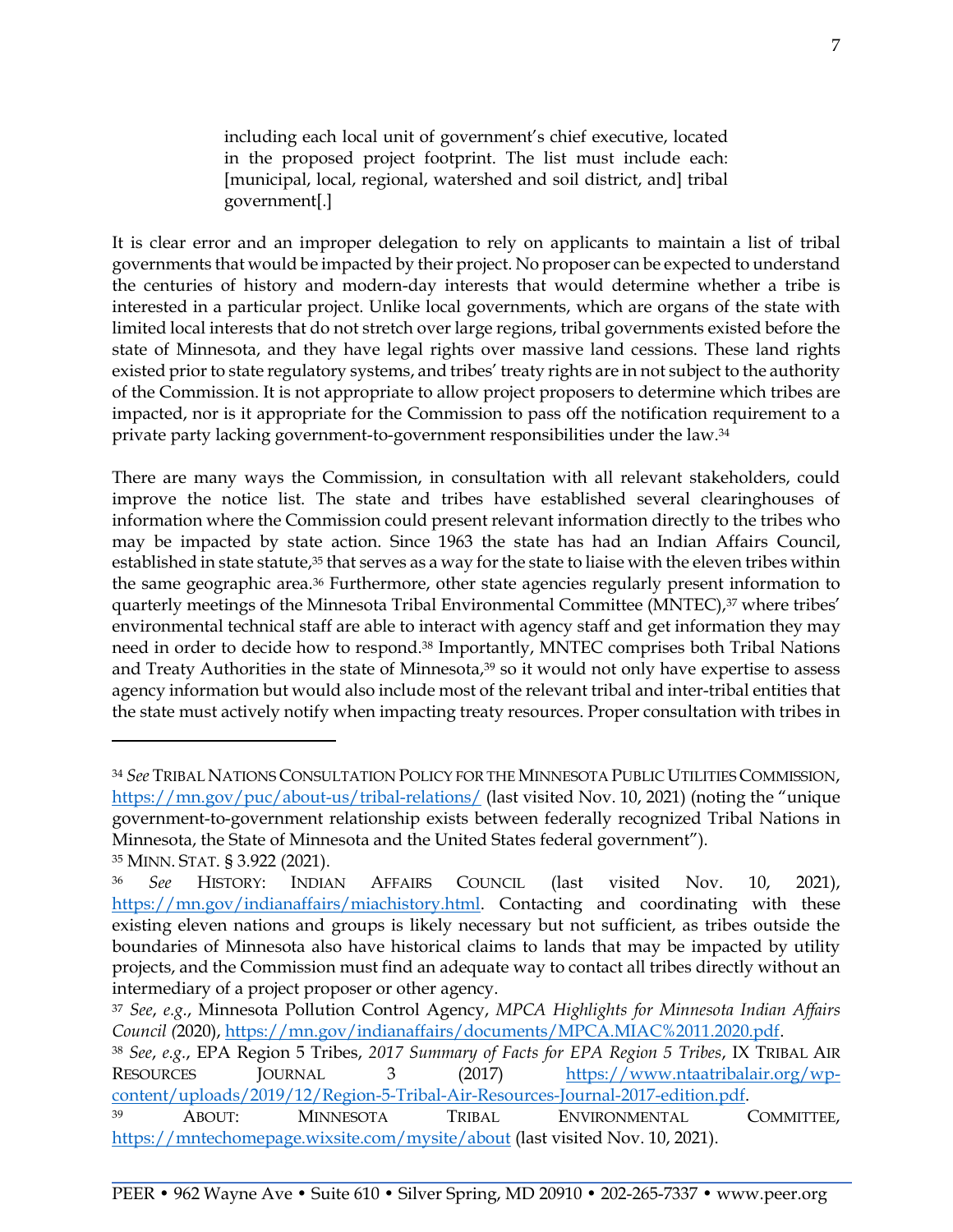> including each local unit of government's chief executive, located in the proposed project footprint. The list must include each: [municipal, local, regional, watershed and soil district, and] tribal government[.]

It is clear error and an improper delegation to rely on applicants to maintain a list of tribal governments that would be impacted by their project. No proposer can be expected to understand the centuries of history and modern-day interests that would determine whether a tribe is interested in a particular project. Unlike local governments, which are organs of the state with limited local interests that do not stretch over large regions, tribal governments existed before the state of Minnesota, and they have legal rights over massive land cessions. These land rights existed prior to state regulatory systems, and tribes' treaty rights are in not subject to the authority of the Commission. It is not appropriate to allow project proposers to determine which tribes are impacted, nor is it appropriate for the Commission to pass off the notification requirement to a private party lacking government-to-government responsibilities under the law.[34]

There are many ways the Commission, in consultation with all relevant stakeholders, could improve the notice list. The state and tribes have established several clearinghouses of information where the Commission could present relevant information directly to the tribes who may be impacted by state action. Since 1963 the state has had an Indian Affairs Council, established in state statute,[35] that serves as a way for the state to liaise with the eleven tribes within the same geographic area.[36] Furthermore, other state agencies regularly present information to quarterly meetings of the Minnesota Tribal Environmental Committee (MNTEC),[37] where tribes' environmental technical staff are able to interact with agency staff and get information they may need in order to decide how to respond.[38] Importantly, MNTEC comprises both Tribal Nations and Treaty Authorities in the state of Minnesota,[39] so it would not only have expertise to assess agency information but would also include most of the relevant tribal and inter-tribal entities that the state must actively notify when impacting treaty resources. Proper consultation with tribes in

---

[34] *See* TRIBAL NATIONS CONSULTATION POLICY FOR THE MINNESOTA PUBLIC UTILITIES COMMISSION, https://mn.gov/puc/about-us/tribal-relations/ (last visited Nov. 10, 2021) (noting the "unique government-to-government relationship exists between federally recognized Tribal Nations in Minnesota, the State of Minnesota and the United States federal government").

[35] MINN. STAT. § 3.922 (2021).

[36] *See* HISTORY: INDIAN AFFAIRS COUNCIL (last visited Nov. 10, 2021), https://mn.gov/indianaffairs/miachistory.html. Contacting and coordinating with these existing eleven nations and groups is likely necessary but not sufficient, as tribes outside the boundaries of Minnesota also have historical claims to lands that may be impacted by utility projects, and the Commission must find an adequate way to contact all tribes directly without an intermediary of a project proposer or other agency.

[37] *See*, *e.g.*, Minnesota Pollution Control Agency, *MPCA Highlights for Minnesota Indian Affairs Council (*2020), https://mn.gov/indianaffairs/documents/MPCA.MIAC%2011.2020.pdf.

[38] *See*, *e.g.*, EPA Region 5 Tribes, *2017 Summary of Facts for EPA Region 5 Tribes*, IX TRIBAL AIR RESOURCES JOURNAL 3 (2017) https://www.ntaatribalair.org/wp-content/uploads/2019/12/Region-5-Tribal-Air-Resources-Journal-2017-edition.pdf.

[39] ABOUT: MINNESOTA TRIBAL ENVIRONMENTAL COMMITTEE, https://mntechomepage.wixsite.com/mysite/about (last visited Nov. 10, 2021).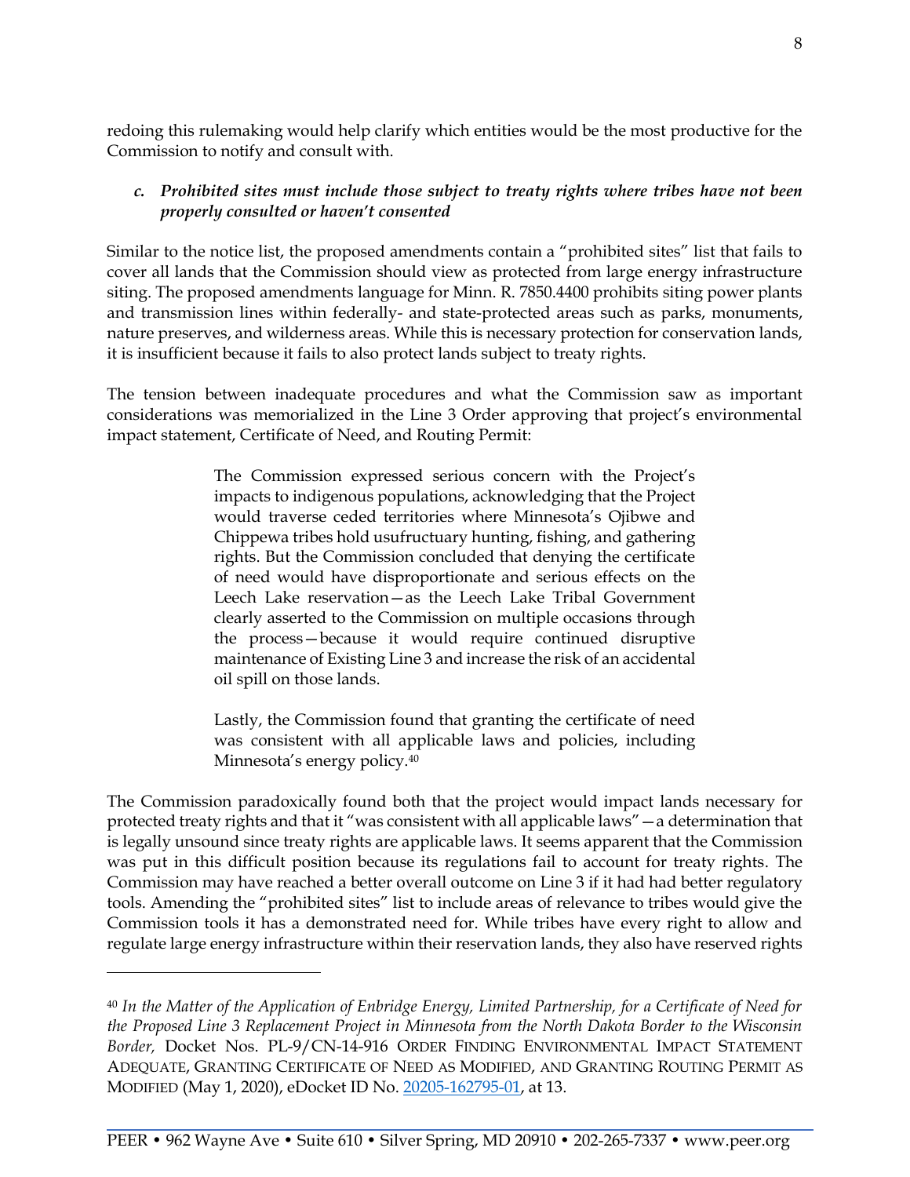redoing this rulemaking would help clarify which entities would be the most productive for the Commission to notify and consult with.

### *c. Prohibited sites must include those subject to treaty rights where tribes have not been properly consulted or haven't consented*

Similar to the notice list, the proposed amendments contain a "prohibited sites" list that fails to cover all lands that the Commission should view as protected from large energy infrastructure siting. The proposed amendments language for Minn. R. 7850.4400 prohibits siting power plants and transmission lines within federally- and state-protected areas such as parks, monuments, nature preserves, and wilderness areas. While this is necessary protection for conservation lands, it is insufficient because it fails to also protect lands subject to treaty rights.

The tension between inadequate procedures and what the Commission saw as important considerations was memorialized in the Line 3 Order approving that project's environmental impact statement, Certificate of Need, and Routing Permit:

> The Commission expressed serious concern with the Project's impacts to indigenous populations, acknowledging that the Project would traverse ceded territories where Minnesota's Ojibwe and Chippewa tribes hold usufructuary hunting, fishing, and gathering rights. But the Commission concluded that denying the certificate of need would have disproportionate and serious effects on the Leech Lake reservation—as the Leech Lake Tribal Government clearly asserted to the Commission on multiple occasions through the process—because it would require continued disruptive maintenance of Existing Line 3 and increase the risk of an accidental oil spill on those lands.
>
> Lastly, the Commission found that granting the certificate of need was consistent with all applicable laws and policies, including Minnesota's energy policy.[40]

The Commission paradoxically found both that the project would impact lands necessary for protected treaty rights and that it "was consistent with all applicable laws"—a determination that is legally unsound since treaty rights are applicable laws. It seems apparent that the Commission was put in this difficult position because its regulations fail to account for treaty rights. The Commission may have reached a better overall outcome on Line 3 if it had had better regulatory tools. Amending the "prohibited sites" list to include areas of relevance to tribes would give the Commission tools it has a demonstrated need for. While tribes have every right to allow and regulate large energy infrastructure within their reservation lands, they also have reserved rights

---

[40] *In the Matter of the Application of Enbridge Energy, Limited Partnership, for a Certificate of Need for the Proposed Line 3 Replacement Project in Minnesota from the North Dakota Border to the Wisconsin Border,* Docket Nos. PL-9/CN-14-916 ORDER FINDING ENVIRONMENTAL IMPACT STATEMENT ADEQUATE, GRANTING CERTIFICATE OF NEED AS MODIFIED, AND GRANTING ROUTING PERMIT AS MODIFIED (May 1, 2020), eDocket ID No. 20205-162795-01, at 13.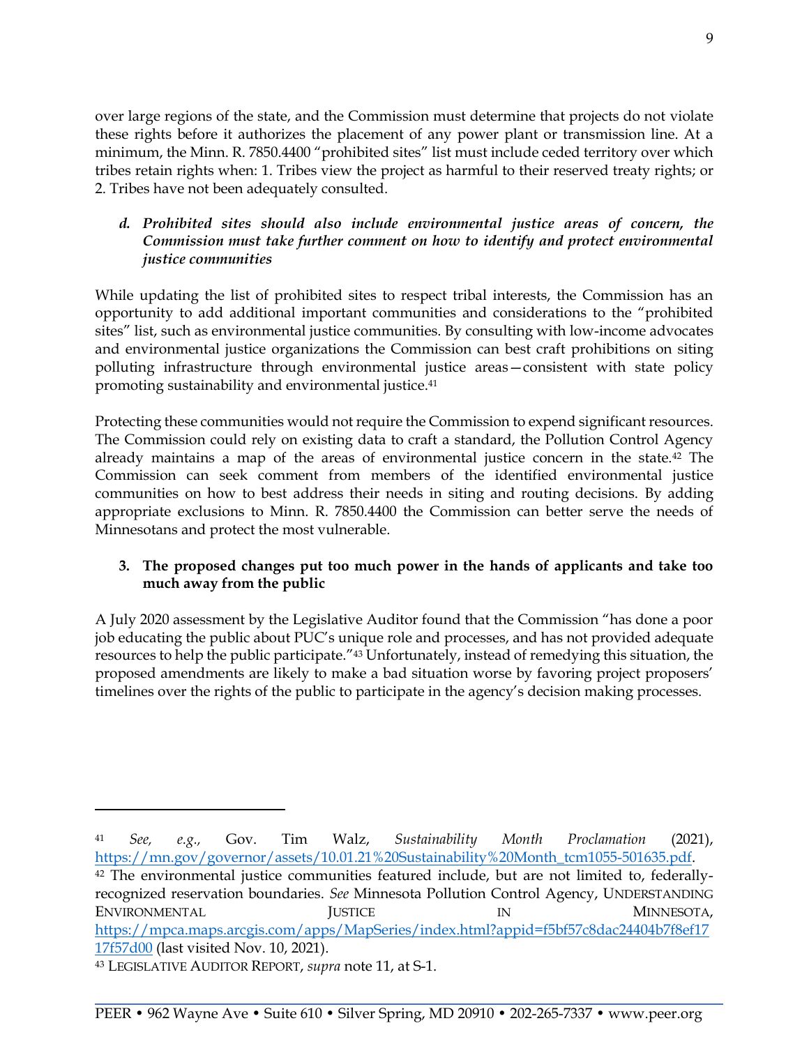over large regions of the state, and the Commission must determine that projects do not violate these rights before it authorizes the placement of any power plant or transmission line. At a minimum, the Minn. R. 7850.4400 "prohibited sites" list must include ceded territory over which tribes retain rights when: 1. Tribes view the project as harmful to their reserved treaty rights; or 2. Tribes have not been adequately consulted.

#### *d. Prohibited sites should also include environmental justice areas of concern, the Commission must take further comment on how to identify and protect environmental justice communities*

While updating the list of prohibited sites to respect tribal interests, the Commission has an opportunity to add additional important communities and considerations to the "prohibited sites" list, such as environmental justice communities. By consulting with low-income advocates and environmental justice organizations the Commission can best craft prohibitions on siting polluting infrastructure through environmental justice areas—consistent with state policy promoting sustainability and environmental justice.[41]

Protecting these communities would not require the Commission to expend significant resources. The Commission could rely on existing data to craft a standard, the Pollution Control Agency already maintains a map of the areas of environmental justice concern in the state.[42] The Commission can seek comment from members of the identified environmental justice communities on how to best address their needs in siting and routing decisions. By adding appropriate exclusions to Minn. R. 7850.4400 the Commission can better serve the needs of Minnesotans and protect the most vulnerable.

### 3. The proposed changes put too much power in the hands of applicants and take too much away from the public

A July 2020 assessment by the Legislative Auditor found that the Commission "has done a poor job educating the public about PUC's unique role and processes, and has not provided adequate resources to help the public participate."[43] Unfortunately, instead of remedying this situation, the proposed amendments are likely to make a bad situation worse by favoring project proposers' timelines over the rights of the public to participate in the agency's decision making processes.

---

[41] *See, e.g.,* Gov. Tim Walz, *Sustainability Month Proclamation* (2021), https://mn.gov/governor/assets/10.01.21%20Sustainability%20Month_tcm1055-501635.pdf.

[42] The environmental justice communities featured include, but are not limited to, federally-recognized reservation boundaries. *See* Minnesota Pollution Control Agency, UNDERSTANDING ENVIRONMENTAL JUSTICE IN MINNESOTA, https://mpca.maps.arcgis.com/apps/MapSeries/index.html?appid=f5bf57c8dac24404b7f8ef1717f57d00 (last visited Nov. 10, 2021).

[43] LEGISLATIVE AUDITOR REPORT, *supra* note 11, at S-1.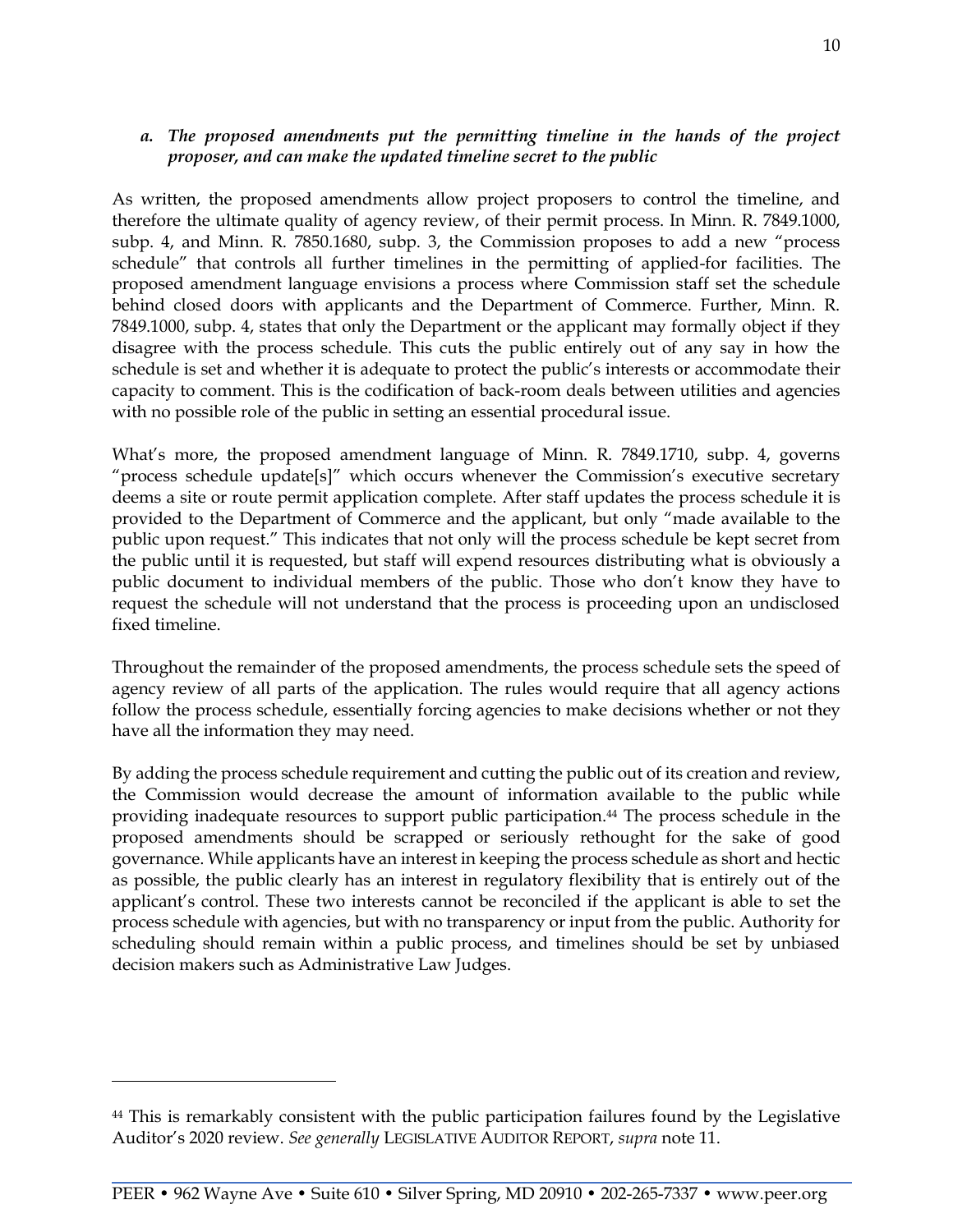### *a. The proposed amendments put the permitting timeline in the hands of the project proposer, and can make the updated timeline secret to the public*

As written, the proposed amendments allow project proposers to control the timeline, and therefore the ultimate quality of agency review, of their permit process. In Minn. R. 7849.1000, subp. 4, and Minn. R. 7850.1680, subp. 3, the Commission proposes to add a new "process schedule" that controls all further timelines in the permitting of applied-for facilities. The proposed amendment language envisions a process where Commission staff set the schedule behind closed doors with applicants and the Department of Commerce. Further, Minn. R. 7849.1000, subp. 4, states that only the Department or the applicant may formally object if they disagree with the process schedule. This cuts the public entirely out of any say in how the schedule is set and whether it is adequate to protect the public's interests or accommodate their capacity to comment. This is the codification of back-room deals between utilities and agencies with no possible role of the public in setting an essential procedural issue.

What's more, the proposed amendment language of Minn. R. 7849.1710, subp. 4, governs "process schedule update[s]" which occurs whenever the Commission's executive secretary deems a site or route permit application complete. After staff updates the process schedule it is provided to the Department of Commerce and the applicant, but only "made available to the public upon request." This indicates that not only will the process schedule be kept secret from the public until it is requested, but staff will expend resources distributing what is obviously a public document to individual members of the public. Those who don't know they have to request the schedule will not understand that the process is proceeding upon an undisclosed fixed timeline.

Throughout the remainder of the proposed amendments, the process schedule sets the speed of agency review of all parts of the application. The rules would require that all agency actions follow the process schedule, essentially forcing agencies to make decisions whether or not they have all the information they may need.

By adding the process schedule requirement and cutting the public out of its creation and review, the Commission would decrease the amount of information available to the public while providing inadequate resources to support public participation.[44] The process schedule in the proposed amendments should be scrapped or seriously rethought for the sake of good governance. While applicants have an interest in keeping the process schedule as short and hectic as possible, the public clearly has an interest in regulatory flexibility that is entirely out of the applicant's control. These two interests cannot be reconciled if the applicant is able to set the process schedule with agencies, but with no transparency or input from the public. Authority for scheduling should remain within a public process, and timelines should be set by unbiased decision makers such as Administrative Law Judges.

---

[44] This is remarkably consistent with the public participation failures found by the Legislative Auditor's 2020 review. *See generally* LEGISLATIVE AUDITOR REPORT, *supra* note 11.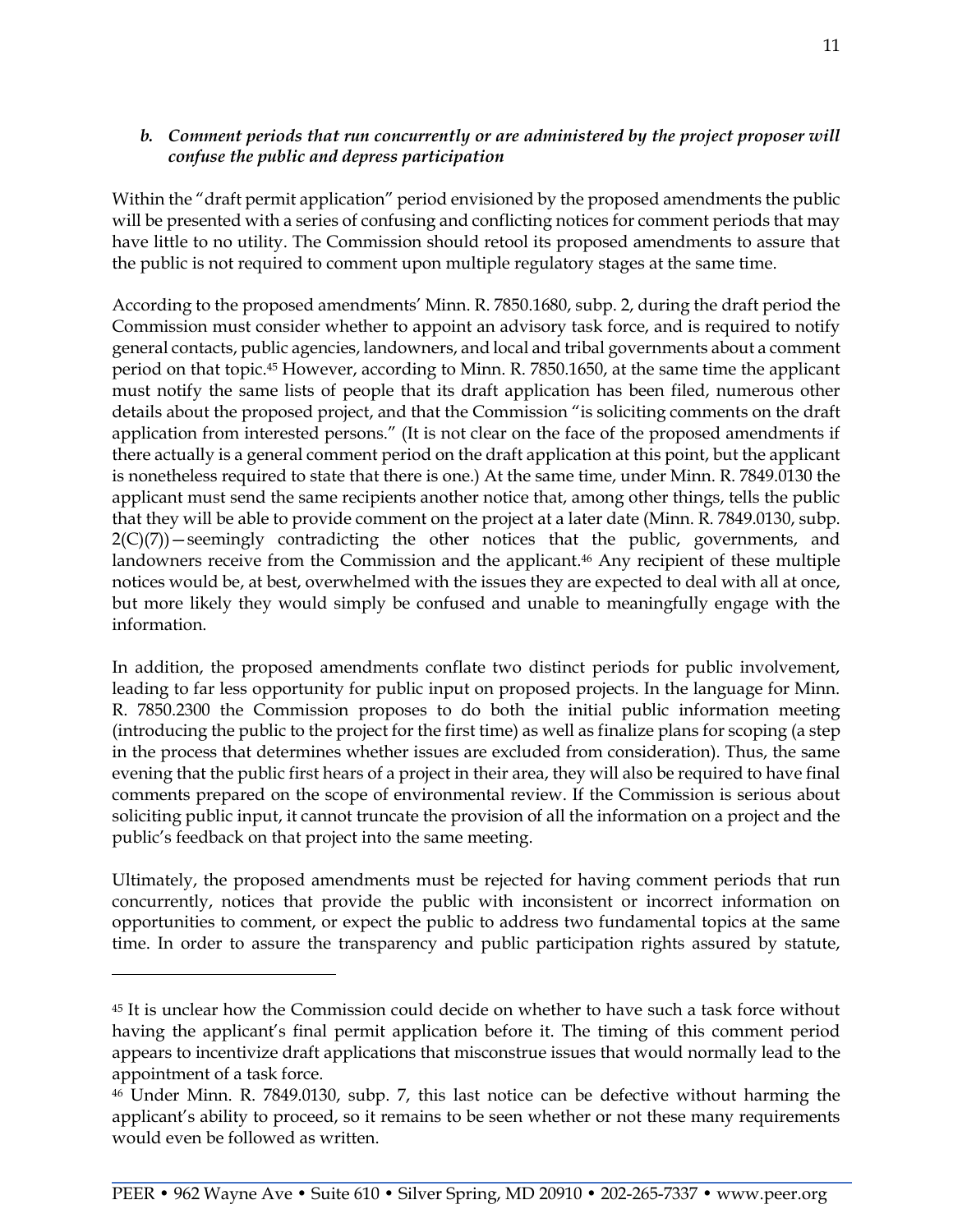### *b. Comment periods that run concurrently or are administered by the project proposer will confuse the public and depress participation*

Within the "draft permit application" period envisioned by the proposed amendments the public will be presented with a series of confusing and conflicting notices for comment periods that may have little to no utility. The Commission should retool its proposed amendments to assure that the public is not required to comment upon multiple regulatory stages at the same time.

According to the proposed amendments' Minn. R. 7850.1680, subp. 2, during the draft period the Commission must consider whether to appoint an advisory task force, and is required to notify general contacts, public agencies, landowners, and local and tribal governments about a comment period on that topic.[45] However, according to Minn. R. 7850.1650, at the same time the applicant must notify the same lists of people that its draft application has been filed, numerous other details about the proposed project, and that the Commission "is soliciting comments on the draft application from interested persons." (It is not clear on the face of the proposed amendments if there actually is a general comment period on the draft application at this point, but the applicant is nonetheless required to state that there is one.) At the same time, under Minn. R. 7849.0130 the applicant must send the same recipients another notice that, among other things, tells the public that they will be able to provide comment on the project at a later date (Minn. R. 7849.0130, subp. 2(C)(7))—seemingly contradicting the other notices that the public, governments, and landowners receive from the Commission and the applicant.[46] Any recipient of these multiple notices would be, at best, overwhelmed with the issues they are expected to deal with all at once, but more likely they would simply be confused and unable to meaningfully engage with the information.

In addition, the proposed amendments conflate two distinct periods for public involvement, leading to far less opportunity for public input on proposed projects. In the language for Minn. R. 7850.2300 the Commission proposes to do both the initial public information meeting (introducing the public to the project for the first time) as well as finalize plans for scoping (a step in the process that determines whether issues are excluded from consideration). Thus, the same evening that the public first hears of a project in their area, they will also be required to have final comments prepared on the scope of environmental review. If the Commission is serious about soliciting public input, it cannot truncate the provision of all the information on a project and the public's feedback on that project into the same meeting.

Ultimately, the proposed amendments must be rejected for having comment periods that run concurrently, notices that provide the public with inconsistent or incorrect information on opportunities to comment, or expect the public to address two fundamental topics at the same time. In order to assure the transparency and public participation rights assured by statute,

---

[45] It is unclear how the Commission could decide on whether to have such a task force without having the applicant's final permit application before it. The timing of this comment period appears to incentivize draft applications that misconstrue issues that would normally lead to the appointment of a task force.

[46] Under Minn. R. 7849.0130, subp. 7, this last notice can be defective without harming the applicant's ability to proceed, so it remains to be seen whether or not these many requirements would even be followed as written.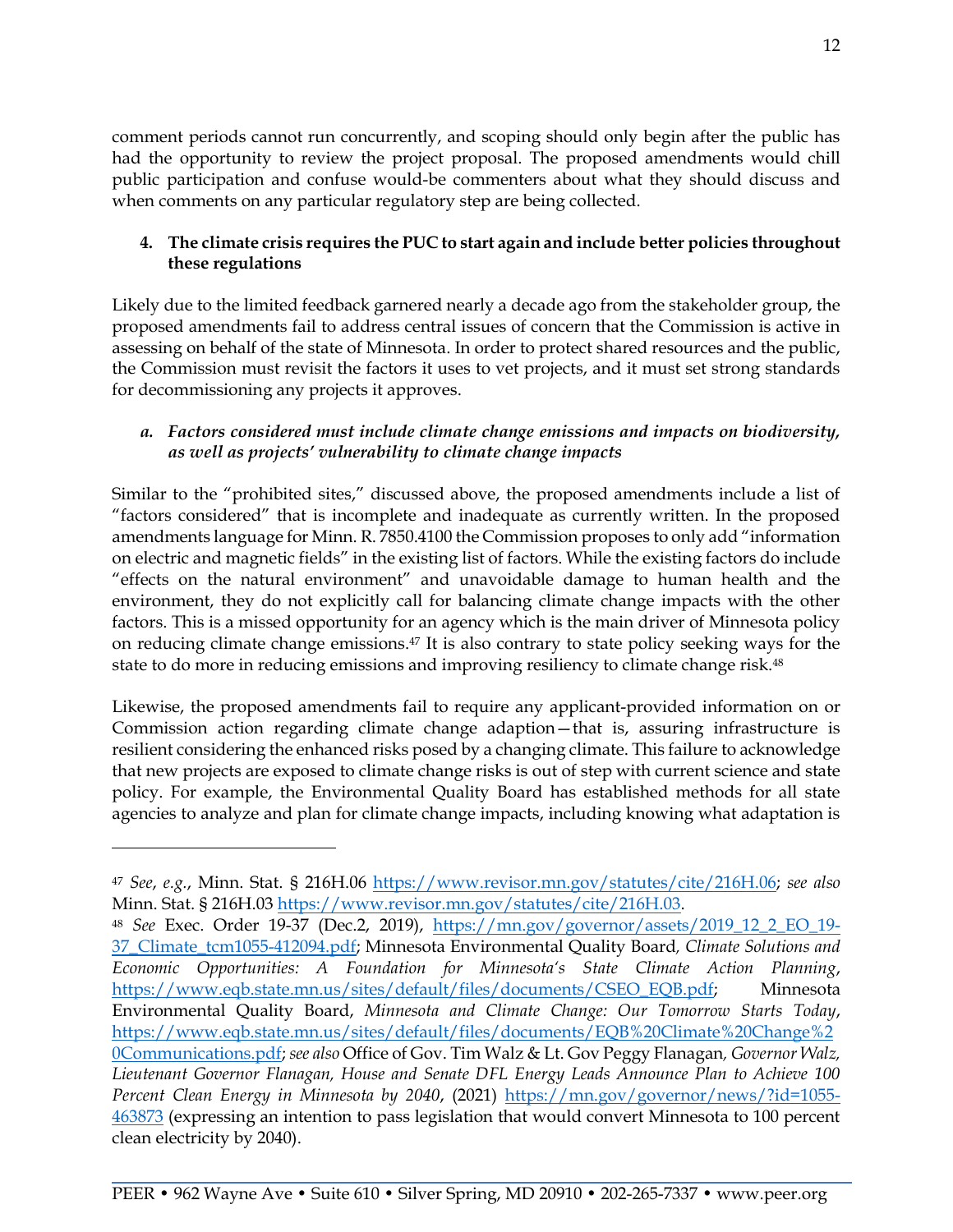comment periods cannot run concurrently, and scoping should only begin after the public has had the opportunity to review the project proposal. The proposed amendments would chill public participation and confuse would-be commenters about what they should discuss and when comments on any particular regulatory step are being collected.

**4. The climate crisis requires the PUC to start again and include better policies throughout these regulations**

Likely due to the limited feedback garnered nearly a decade ago from the stakeholder group, the proposed amendments fail to address central issues of concern that the Commission is active in assessing on behalf of the state of Minnesota. In order to protect shared resources and the public, the Commission must revisit the factors it uses to vet projects, and it must set strong standards for decommissioning any projects it approves.

***a. Factors considered must include climate change emissions and impacts on biodiversity, as well as projects' vulnerability to climate change impacts***

Similar to the "prohibited sites," discussed above, the proposed amendments include a list of "factors considered" that is incomplete and inadequate as currently written. In the proposed amendments language for Minn. R. 7850.4100 the Commission proposes to only add "information on electric and magnetic fields" in the existing list of factors. While the existing factors do include "effects on the natural environment" and unavoidable damage to human health and the environment, they do not explicitly call for balancing climate change impacts with the other factors. This is a missed opportunity for an agency which is the main driver of Minnesota policy on reducing climate change emissions.[47] It is also contrary to state policy seeking ways for the state to do more in reducing emissions and improving resiliency to climate change risk.[48]

Likewise, the proposed amendments fail to require any applicant-provided information on or Commission action regarding climate change adaption—that is, assuring infrastructure is resilient considering the enhanced risks posed by a changing climate. This failure to acknowledge that new projects are exposed to climate change risks is out of step with current science and state policy. For example, the Environmental Quality Board has established methods for all state agencies to analyze and plan for climate change impacts, including knowing what adaptation is

---

[47] *See*, *e.g.*, Minn. Stat. § 216H.06 https://www.revisor.mn.gov/statutes/cite/216H.06; *see also* Minn. Stat. § 216H.03 https://www.revisor.mn.gov/statutes/cite/216H.03.

[48] *See* Exec. Order 19-37 (Dec.2, 2019), https://mn.gov/governor/assets/2019_12_2_EO_19-37_Climate_tcm1055-412094.pdf; Minnesota Environmental Quality Board, *Climate Solutions and Economic Opportunities: A Foundation for Minnesota's State Climate Action Planning*, https://www.eqb.state.mn.us/sites/default/files/documents/CSEO_EQB.pdf; Minnesota Environmental Quality Board, *Minnesota and Climate Change: Our Tomorrow Starts Today*, https://www.eqb.state.mn.us/sites/default/files/documents/EQB%20Climate%20Change%20Communications.pdf; *see also* Office of Gov. Tim Walz & Lt. Gov Peggy Flanagan, *Governor Walz, Lieutenant Governor Flanagan, House and Senate DFL Energy Leads Announce Plan to Achieve 100 Percent Clean Energy in Minnesota by 2040*, (2021) https://mn.gov/governor/news/?id=1055-463873 (expressing an intention to pass legislation that would convert Minnesota to 100 percent clean electricity by 2040).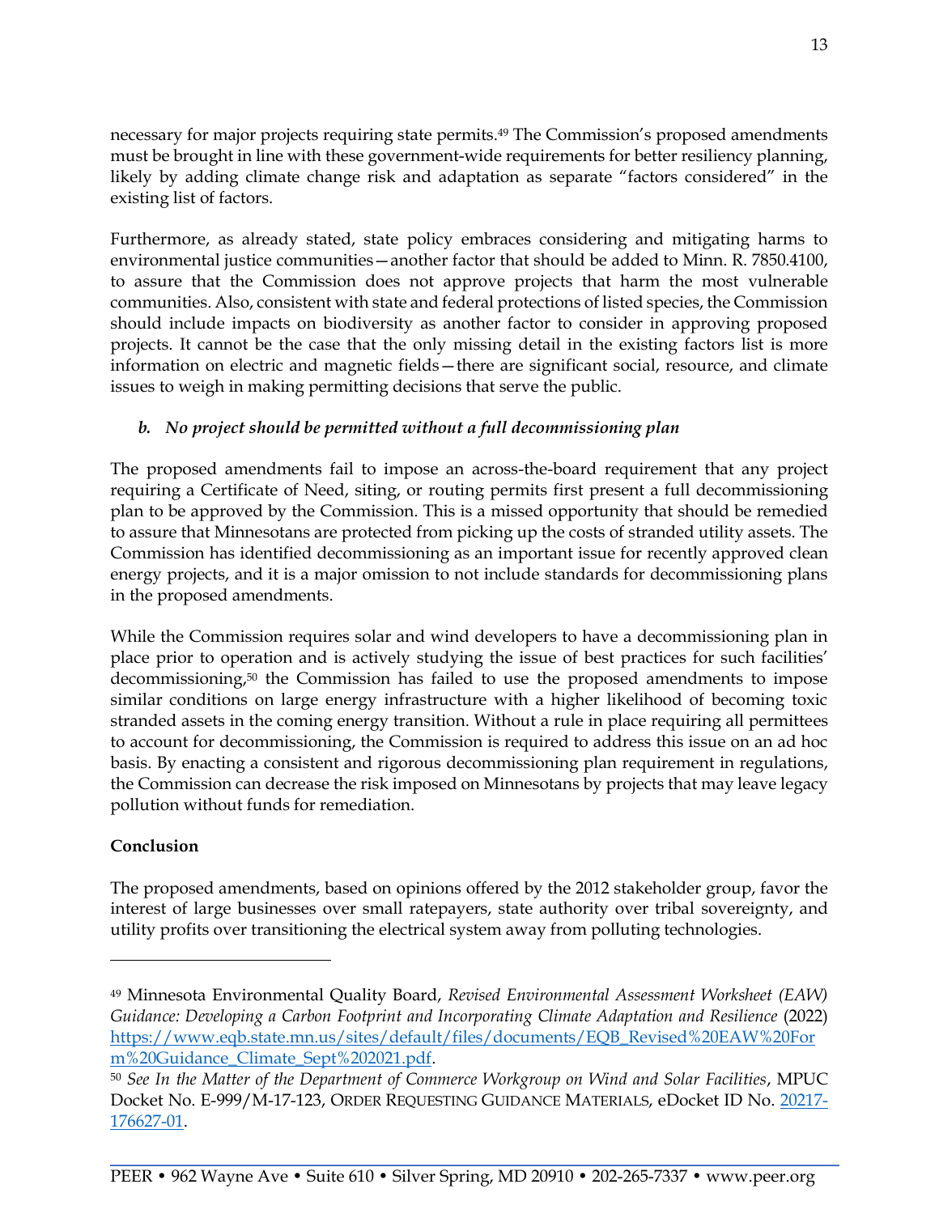necessary for major projects requiring state permits.[49] The Commission's proposed amendments must be brought in line with these government-wide requirements for better resiliency planning, likely by adding climate change risk and adaptation as separate "factors considered" in the existing list of factors.

Furthermore, as already stated, state policy embraces considering and mitigating harms to environmental justice communities—another factor that should be added to Minn. R. 7850.4100, to assure that the Commission does not approve projects that harm the most vulnerable communities. Also, consistent with state and federal protections of listed species, the Commission should include impacts on biodiversity as another factor to consider in approving proposed projects. It cannot be the case that the only missing detail in the existing factors list is more information on electric and magnetic fields—there are significant social, resource, and climate issues to weigh in making permitting decisions that serve the public.

### *b. No project should be permitted without a full decommissioning plan*

The proposed amendments fail to impose an across-the-board requirement that any project requiring a Certificate of Need, siting, or routing permits first present a full decommissioning plan to be approved by the Commission. This is a missed opportunity that should be remedied to assure that Minnesotans are protected from picking up the costs of stranded utility assets. The Commission has identified decommissioning as an important issue for recently approved clean energy projects, and it is a major omission to not include standards for decommissioning plans in the proposed amendments.

While the Commission requires solar and wind developers to have a decommissioning plan in place prior to operation and is actively studying the issue of best practices for such facilities' decommissioning,[50] the Commission has failed to use the proposed amendments to impose similar conditions on large energy infrastructure with a higher likelihood of becoming toxic stranded assets in the coming energy transition. Without a rule in place requiring all permittees to account for decommissioning, the Commission is required to address this issue on an ad hoc basis. By enacting a consistent and rigorous decommissioning plan requirement in regulations, the Commission can decrease the risk imposed on Minnesotans by projects that may leave legacy pollution without funds for remediation.

## Conclusion

The proposed amendments, based on opinions offered by the 2012 stakeholder group, favor the interest of large businesses over small ratepayers, state authority over tribal sovereignty, and utility profits over transitioning the electrical system away from polluting technologies.

---

[49] Minnesota Environmental Quality Board, *Revised Environmental Assessment Worksheet (EAW) Guidance: Developing a Carbon Footprint and Incorporating Climate Adaptation and Resilience* (2022) https://www.eqb.state.mn.us/sites/default/files/documents/EQB_Revised%20EAW%20Form%20Guidance_Climate_Sept%202021.pdf.

[50] *See In the Matter of the Department of Commerce Workgroup on Wind and Solar Facilities*, MPUC Docket No. E-999/M-17-123, ORDER REQUESTING GUIDANCE MATERIALS, eDocket ID No. 20217-176627-01.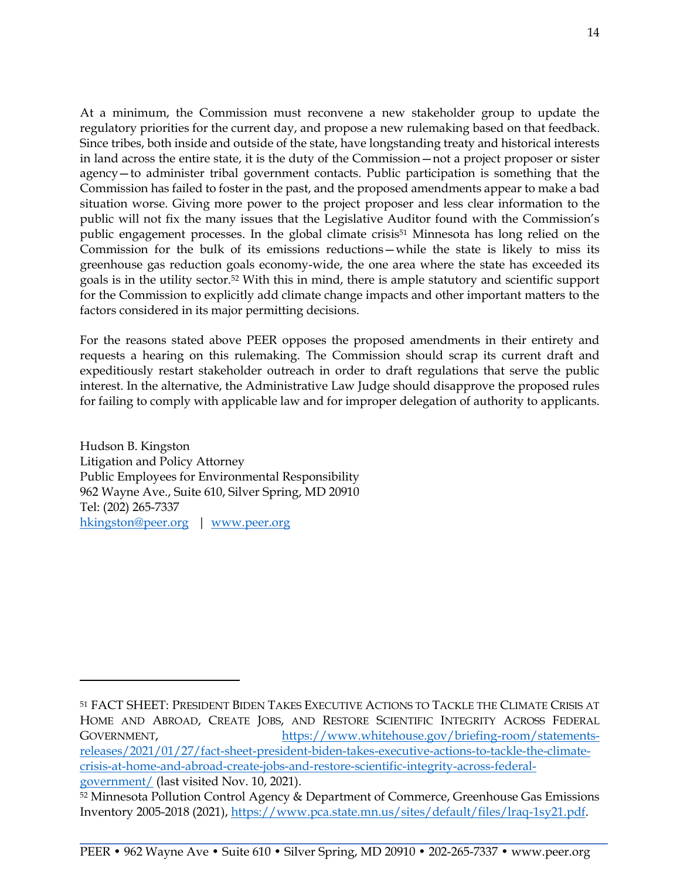At a minimum, the Commission must reconvene a new stakeholder group to update the regulatory priorities for the current day, and propose a new rulemaking based on that feedback. Since tribes, both inside and outside of the state, have longstanding treaty and historical interests in land across the entire state, it is the duty of the Commission—not a project proposer or sister agency—to administer tribal government contacts. Public participation is something that the Commission has failed to foster in the past, and the proposed amendments appear to make a bad situation worse. Giving more power to the project proposer and less clear information to the public will not fix the many issues that the Legislative Auditor found with the Commission's public engagement processes. In the global climate crisis[51] Minnesota has long relied on the Commission for the bulk of its emissions reductions—while the state is likely to miss its greenhouse gas reduction goals economy-wide, the one area where the state has exceeded its goals is in the utility sector.[52] With this in mind, there is ample statutory and scientific support for the Commission to explicitly add climate change impacts and other important matters to the factors considered in its major permitting decisions.

For the reasons stated above PEER opposes the proposed amendments in their entirety and requests a hearing on this rulemaking. The Commission should scrap its current draft and expeditiously restart stakeholder outreach in order to draft regulations that serve the public interest. In the alternative, the Administrative Law Judge should disapprove the proposed rules for failing to comply with applicable law and for improper delegation of authority to applicants.

Hudson B. Kingston  
Litigation and Policy Attorney  
Public Employees for Environmental Responsibility  
962 Wayne Ave., Suite 610, Silver Spring, MD 20910  
Tel: (202) 265-7337  
hkingston@peer.org | www.peer.org

---

[51] FACT SHEET: PRESIDENT BIDEN TAKES EXECUTIVE ACTIONS TO TACKLE THE CLIMATE CRISIS AT HOME AND ABROAD, CREATE JOBS, AND RESTORE SCIENTIFIC INTEGRITY ACROSS FEDERAL GOVERNMENT, https://www.whitehouse.gov/briefing-room/statements-releases/2021/01/27/fact-sheet-president-biden-takes-executive-actions-to-tackle-the-climate-crisis-at-home-and-abroad-create-jobs-and-restore-scientific-integrity-across-federal-government/ (last visited Nov. 10, 2021).

[52] Minnesota Pollution Control Agency & Department of Commerce, Greenhouse Gas Emissions Inventory 2005-2018 (2021), https://www.pca.state.mn.us/sites/default/files/lraq-1sy21.pdf.